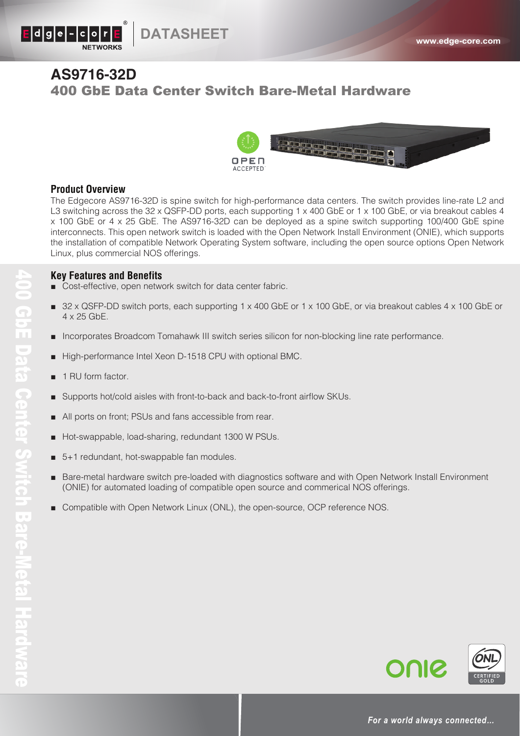# AS9716-32D

## 400 GbE Data Center Switch Bare-Metal Hardware

### Product Overview

The Edgecore AS9716-32D is spine switch for high-performance data centers. The switch provides line-rate L2 and L3 switching across the 32 x QSFP-DD ports, each supporting 1 x 400 GbE or 1 x 100 GbE, or via breakout cables 4 x 100 GbE or 4 x 25 GbE. The AS9716-32D can be deployed as a spine switch supporting 100/400 GbE spine interconnects. This open network switch is loaded with the Open Network Install Environment (ONIE), which supports the installation of compatible Network Operating System software, including the open source options Open Network Linux, plus commercial NOS offerings.

### Key Features and Benefits

- Cost-effective, open network switch for data center fabric.
- 32 x QSFP-DD switch ports, each supporting 1 x 400 GbE or 1 x 100 GbE, or via breakout cables 4 x 100 GbE or 4 x 25 GbE.
- Incorporates Broadcom Tomahawk III switch series silicon for non-blocking line rate performance.
- High-performance Intel Xeon D-1518 CPU with optional BMC.
- 1 RU form factor.
- Supports hot/cold aisles with front-to-back and back-to-front airflow SKUs.
- All ports on front; PSUs and fans accessible from rear.
- Hot-swappable, load-sharing, redundant 1300 W PSUs.
- 5+1 redundant, hot-swappable fan modules.
- Bare-metal hardware switch pre-loaded with diagnostics software and with Open Network Install Environment (ONIE) for automated loading of compatible open source and commerical NOS offerings.
- Compatible with Open Network Linux (ONL), the open-source, OCP reference NOS.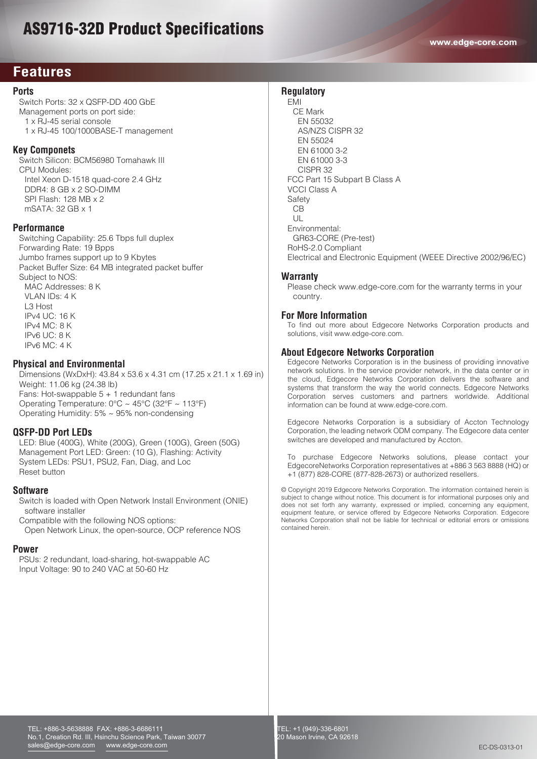# AS9716-32D Product Specifications

## Features

### Ports

Switch Ports: 32 x QSFP-DD 400 GbE
Management ports on port side:
- 1 x RJ-45 serial console
- 1 x RJ-45 100/1000BASE-T management

### Key Componets

Switch Silicon: BCM56980 Tomahawk III
CPU Modules:
- Intel Xeon D-1518 quad-core 2.4 GHz
- DDR4: 8 GB x 2 SO-DIMM
- SPI Flash: 128 MB x 2
- mSATA: 32 GB x 1

### Performance

Switching Capability: 25.6 Tbps full duplex
Forwarding Rate: 19 Bpps
Jumbo frames support up to 9 Kbytes
Packet Buffer Size: 64 MB integrated packet buffer
Subject to NOS:
- MAC Addresses: 8 K
- VLAN IDs: 4 K
- L3 Host
- IPv4 UC: 16 K
- IPv4 MC: 8 K
- IPv6 UC: 8 K
- IPv6 MC: 4 K

### Physical and Environmental

Dimensions (WxDxH): 43.84 x 53.6 x 4.31 cm (17.25 x 21.1 x 1.69 in)
Weight: 11.06 kg (24.38 lb)
Fans: Hot-swappable 5 + 1 redundant fans
Operating Temperature: 0°C ~ 45°C (32°F ~ 113°F)
Operating Humidity: 5% ~ 95% non-condensing

### QSFP-DD Port LEDs

LED: Blue (400G), White (200G), Green (100G), Green (50G)
Management Port LED: Green: (10 G), Flashing: Activity
System LEDs: PSU1, PSU2, Fan, Diag, and Loc
Reset button

### Software

Switch is loaded with Open Network Install Environment (ONIE) software installer
Compatible with the following NOS options:
- Open Network Linux, the open-source, OCP reference NOS

### Power

PSUs: 2 redundant, load-sharing, hot-swappable AC
Input Voltage: 90 to 240 VAC at 50-60 Hz

### Regulatory

EMI
- CE Mark
  - EN 55032
  - AS/NZS CISPR 32
  - EN 55024
  - EN 61000 3-2
  - EN 61000 3-3
  - CISPR 32

FCC Part 15 Subpart B Class A
VCCI Class A
Safety
- CB
- UL

Environmental:
- GR63-CORE (Pre-test)

RoHS-2.0 Compliant
Electrical and Electronic Equipment (WEEE Directive 2002/96/EC)

### Warranty

Please check www.edge-core.com for the warranty terms in your country.

### For More Information

To find out more about Edgecore Networks Corporation products and solutions, visit www.edge-core.com.

### About Edgecore Networks Corporation

Edgecore Networks Corporation is in the business of providing innovative network solutions. In the service provider network, in the data center or in the cloud, Edgecore Networks delivers the software and systems that transform the way the world connects. Edgecore Networks Corporation serves customers and partners worldwide. Additional information can be found at www.edge-core.com.

Edgecore Networks Corporation is a subsidiary of Accton Technology Corporation, the leading network ODM company. The Edgecore data center switches are developed and manufactured by Accton.

To purchase Edgecore Networks solutions, please contact your EdgecoreNetworks Corporation representatives at +886 3 563 8888 (HQ) or +1 (877) 828-CORE (877-828-2673) or authorized resellers.

© Copyright 2019 Edgecore Networks Corporation. The information contained herein is subject to change without notice. This document is for informational purposes only and does not set forth any warranty, expressed or implied, concerning any equipment, equipment feature, or service offered by Edgecore Networks Corporation. Edgecore Networks Corporation shall not be liable for technical or editorial errors or omissions contained herein.

TEL: +886-3-5638888 FAX: +886-3-6686111
No.1, Creation Rd. III, Hsinchu Science Park, Taiwan 30077
sales@edge-core.com www.edge-core.com

TEL: +1 (949)-336-6801
20 Mason Irvine, CA 92618

EC-DS-0313-01